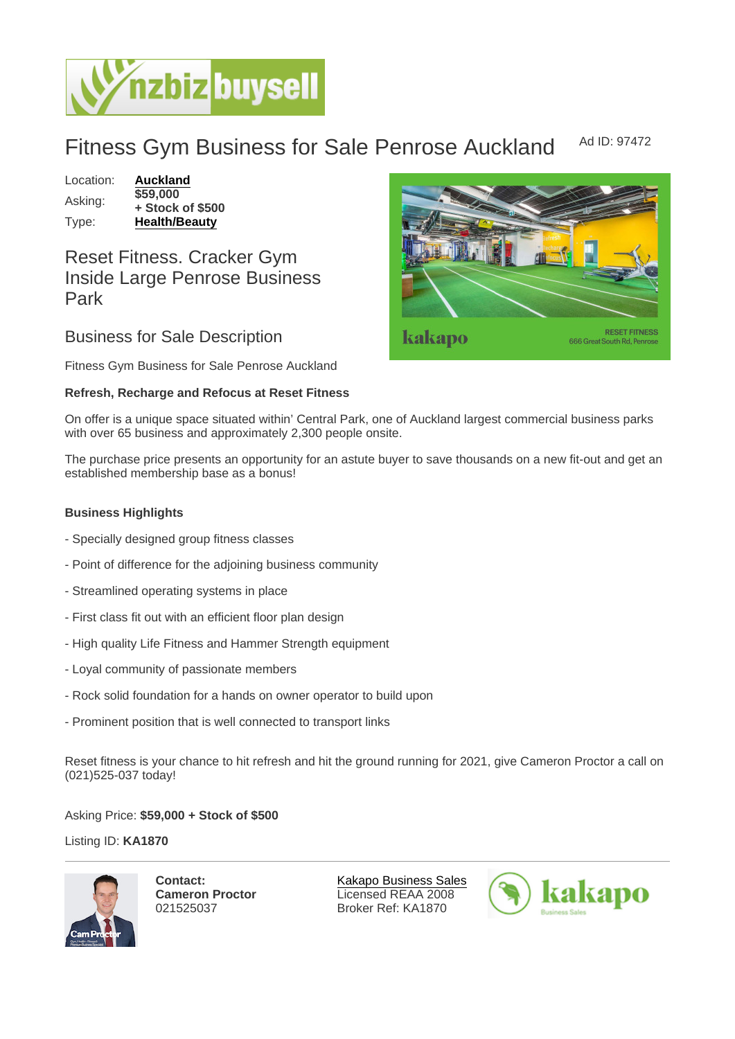# Fitness Gym Business for Sale Penrose Auckland

Ad ID: 97472

Location: **Auckland**
Asking: **$59,000 + Stock of $500**
Type: **Health/Beauty**

## Reset Fitness. Cracker Gym Inside Large Penrose Business Park

### Business for Sale Description

Fitness Gym Business for Sale Penrose Auckland

**Refresh, Recharge and Refocus at Reset Fitness**

On offer is a unique space situated within' Central Park, one of Auckland largest commercial business parks with over 65 business and approximately 2,300 people onsite.

The purchase price presents an opportunity for an astute buyer to save thousands on a new fit-out and get an established membership base as a bonus!

**Business Highlights**

- Specially designed group fitness classes
- Point of difference for the adjoining business community
- Streamlined operating systems in place
- First class fit out with an efficient floor plan design
- High quality Life Fitness and Hammer Strength equipment
- Loyal community of passionate members
- Rock solid foundation for a hands on owner operator to build upon
- Prominent position that is well connected to transport links

Reset fitness is your chance to hit refresh and hit the ground running for 2021, give Cameron Proctor a call on (021)525-037 today!

Asking Price: **$59,000 + Stock of $500**

Listing ID: **KA1870**

---

**Contact:**
**Cameron Proctor**
021525037

Kakapo Business Sales
Licensed REAA 2008
Broker Ref: KA1870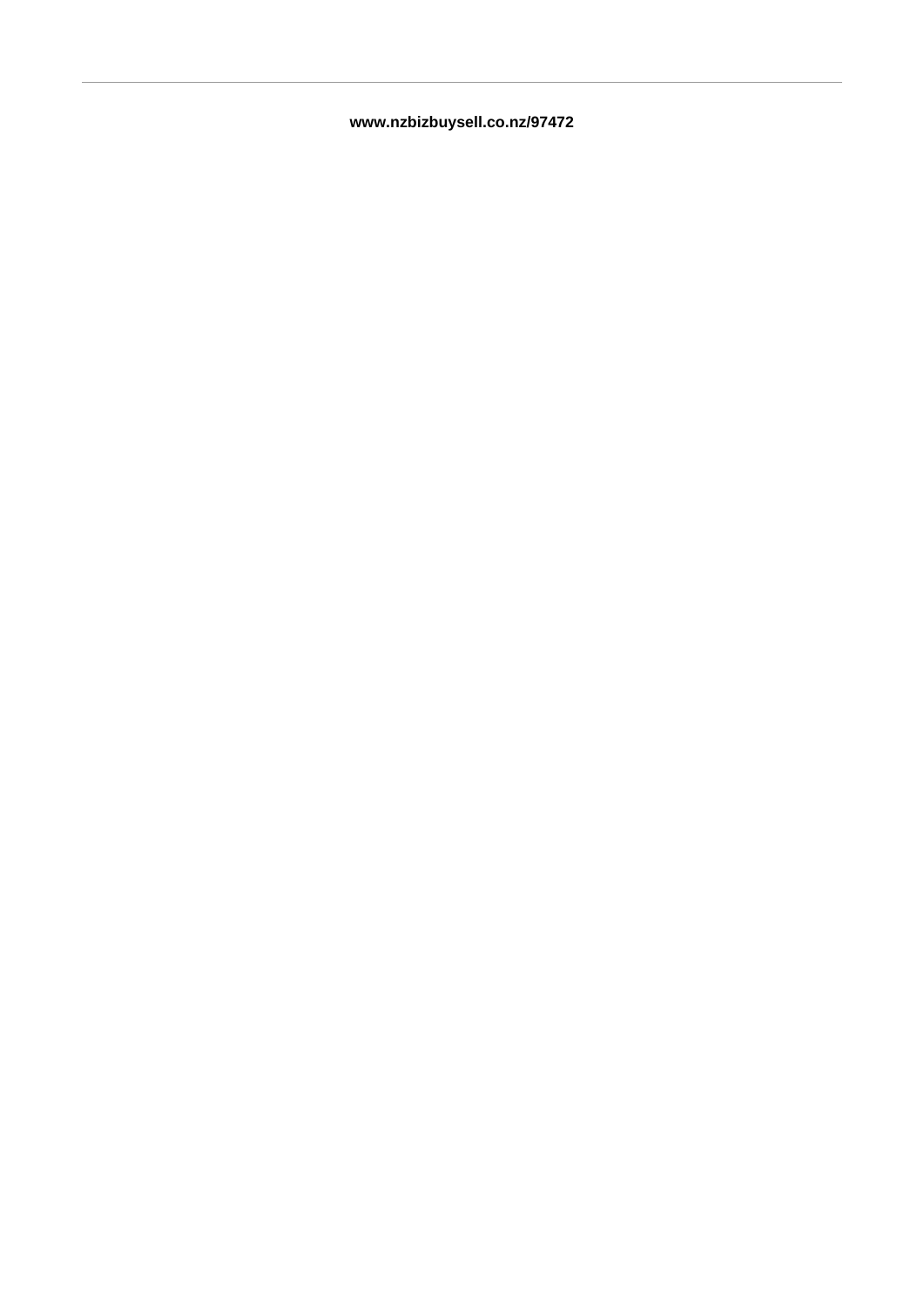**www.nzbizbuysell.co.nz/97472**